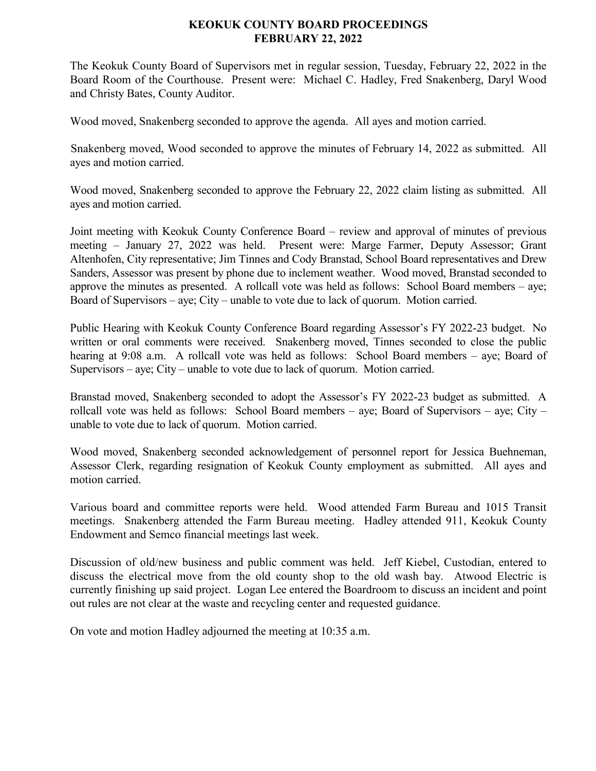# KEOKUK COUNTY BOARD PROCEEDINGS
# FEBRUARY 22, 2022

The Keokuk County Board of Supervisors met in regular session, Tuesday, February 22, 2022 in the Board Room of the Courthouse. Present were: Michael C. Hadley, Fred Snakenberg, Daryl Wood and Christy Bates, County Auditor.

Wood moved, Snakenberg seconded to approve the agenda. All ayes and motion carried.

Snakenberg moved, Wood seconded to approve the minutes of February 14, 2022 as submitted. All ayes and motion carried.

Wood moved, Snakenberg seconded to approve the February 22, 2022 claim listing as submitted. All ayes and motion carried.

Joint meeting with Keokuk County Conference Board – review and approval of minutes of previous meeting – January 27, 2022 was held. Present were: Marge Farmer, Deputy Assessor; Grant Altenhofen, City representative; Jim Tinnes and Cody Branstad, School Board representatives and Drew Sanders, Assessor was present by phone due to inclement weather. Wood moved, Branstad seconded to approve the minutes as presented. A rollcall vote was held as follows: School Board members – aye; Board of Supervisors – aye; City – unable to vote due to lack of quorum. Motion carried.

Public Hearing with Keokuk County Conference Board regarding Assessor's FY 2022-23 budget. No written or oral comments were received. Snakenberg moved, Tinnes seconded to close the public hearing at 9:08 a.m. A rollcall vote was held as follows: School Board members – aye; Board of Supervisors – aye; City – unable to vote due to lack of quorum. Motion carried.

Branstad moved, Snakenberg seconded to adopt the Assessor's FY 2022-23 budget as submitted. A rollcall vote was held as follows: School Board members – aye; Board of Supervisors – aye; City – unable to vote due to lack of quorum. Motion carried.

Wood moved, Snakenberg seconded acknowledgement of personnel report for Jessica Buehneman, Assessor Clerk, regarding resignation of Keokuk County employment as submitted. All ayes and motion carried.

Various board and committee reports were held. Wood attended Farm Bureau and 1015 Transit meetings. Snakenberg attended the Farm Bureau meeting. Hadley attended 911, Keokuk County Endowment and Semco financial meetings last week.

Discussion of old/new business and public comment was held. Jeff Kiebel, Custodian, entered to discuss the electrical move from the old county shop to the old wash bay. Atwood Electric is currently finishing up said project. Logan Lee entered the Boardroom to discuss an incident and point out rules are not clear at the waste and recycling center and requested guidance.

On vote and motion Hadley adjourned the meeting at 10:35 a.m.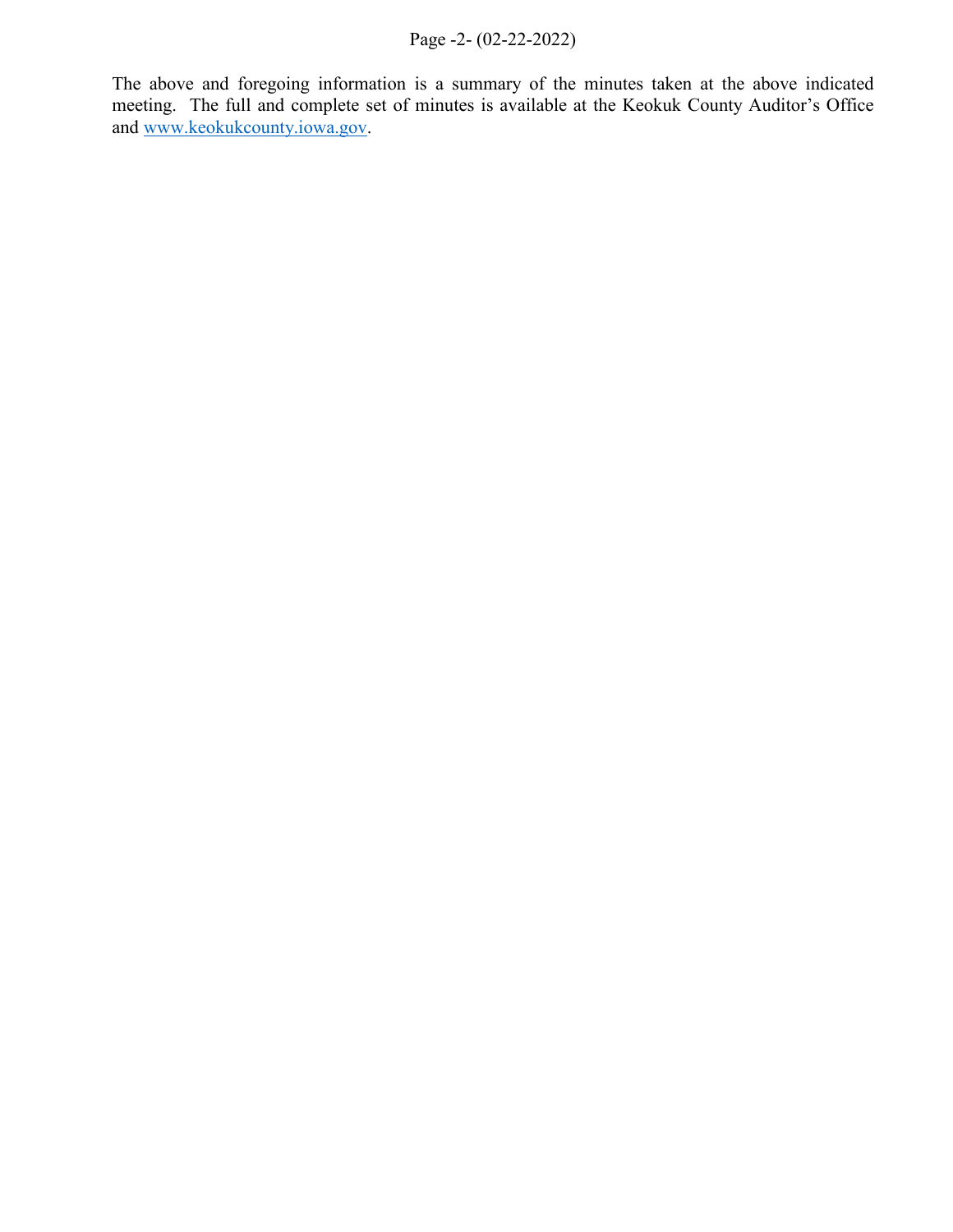The above and foregoing information is a summary of the minutes taken at the above indicated meeting. The full and complete set of minutes is available at the Keokuk County Auditor's Office and www.keokukcounty.iowa.gov.